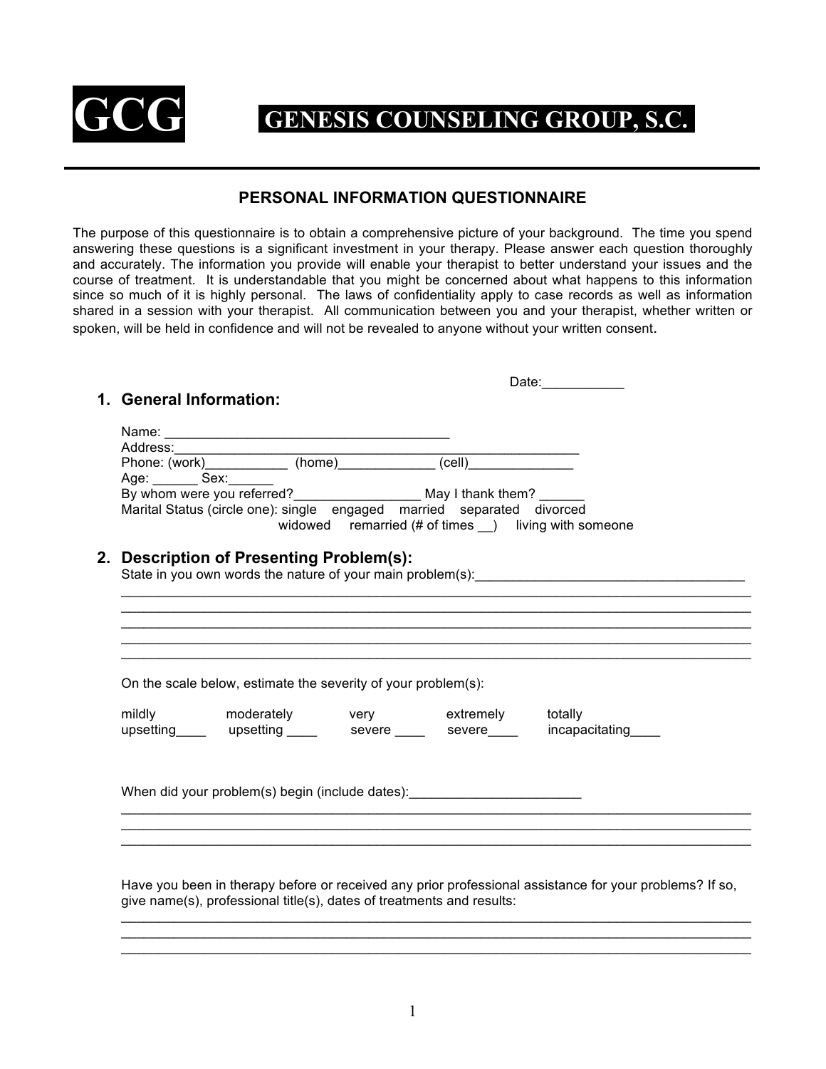# GCG GENESIS COUNSELING GROUP, S.C.

## PERSONAL INFORMATION QUESTIONNAIRE

The purpose of this questionnaire is to obtain a comprehensive picture of your background. The time you spend answering these questions is a significant investment in your therapy. Please answer each question thoroughly and accurately. The information you provide will enable your therapist to better understand your issues and the course of treatment. It is understandable that you might be concerned about what happens to this information since so much of it is highly personal. The laws of confidentiality apply to case records as well as information shared in a session with your therapist. All communication between you and your therapist, whether written or spoken, will be held in confidence and will not be revealed to anyone without your written consent.

Date:___________

### 1. General Information:

Name: ______________________________________

Address:_______________________________________________________

Phone: (work)___________ (home)_____________ (cell)______________

Age: ______ Sex:______

By whom were you referred?_________________ May I thank them? ______

Marital Status (circle one): single engaged married separated divorced widowed remarried (# of times __) living with someone

### 2. Description of Presenting Problem(s):

State in you own words the nature of your main problem(s):____________________________________

_____________________________________________________________________________________

_____________________________________________________________________________________

_____________________________________________________________________________________

_____________________________________________________________________________________

_____________________________________________________________________________________

On the scale below, estimate the severity of your problem(s):

mildly upsetting____ moderately upsetting ____ very severe ____ extremely severe____ totally incapacitating____

When did your problem(s) begin (include dates):_______________________

_____________________________________________________________________________________

_____________________________________________________________________________________

_____________________________________________________________________________________

Have you been in therapy before or received any prior professional assistance for your problems? If so, give name(s), professional title(s), dates of treatments and results:

_____________________________________________________________________________________

_____________________________________________________________________________________

_____________________________________________________________________________________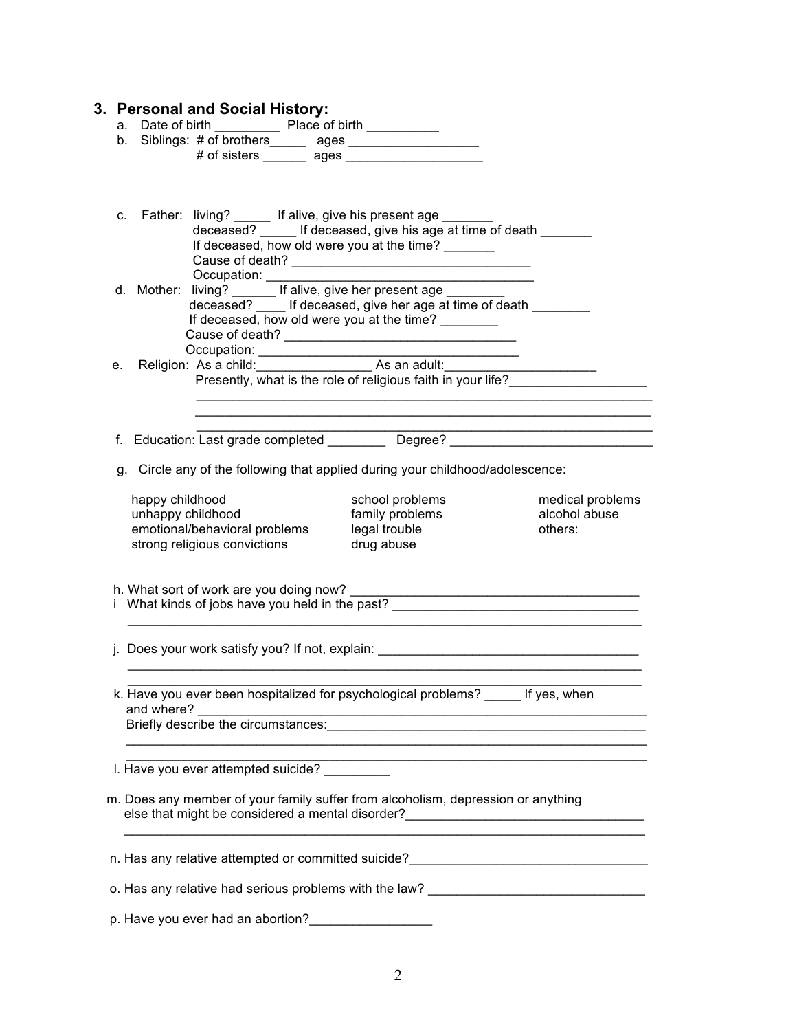### 3. Personal and Social History:

a. Date of birth _________ Place of birth __________

b. Siblings: # of brothers_____ ages __________________
# of sisters ______ ages ___________________

c. Father: living? _____ If alive, give his present age _______
deceased? _____ If deceased, give his age at time of death _______
If deceased, how old were you at the time? _______
Cause of death? _________________________________
Occupation: ___________________________________

d. Mother: living? ______ If alive, give her present age ________
deceased? ____ If deceased, give her age at time of death ________
If deceased, how old were you at the time? ________
Cause of death? ________________________________
Occupation: ___________________________________

e. Religion: As a child:________________ As an adult:____________________
Presently, what is the role of religious faith in your life?___________________
_________________________________________________________________
_________________________________________________________________
_________________________________________________________________

f. Education: Last grade completed ________ Degree? ____________________________

g. Circle any of the following that applied during your childhood/adolescence:

| | | |
|---|---|---|
| happy childhood | school problems | medical problems |
| unhappy childhood | family problems | alcohol abuse |
| emotional/behavioral problems | legal trouble | others: |
| strong religious convictions | drug abuse | |

h. What sort of work are you doing now? ________________________________________

i What kinds of jobs have you held in the past? __________________________________
_________________________________________________________________________

j. Does your work satisfy you? If not, explain: _____________________________________
_________________________________________________________________________
_________________________________________________________________________

k. Have you ever been hospitalized for psychological problems? _____ If yes, when and where? _____________________________________________________________
Briefly describe the circumstances:_____________________________________________
_________________________________________________________________________
_________________________________________________________________________

l. Have you ever attempted suicide? _________

m. Does any member of your family suffer from alcoholism, depression or anything else that might be considered a mental disorder?_________________________________
_________________________________________________________________________

n. Has any relative attempted or committed suicide?_________________________________

o. Has any relative had serious problems with the law? ______________________________

p. Have you ever had an abortion?_________________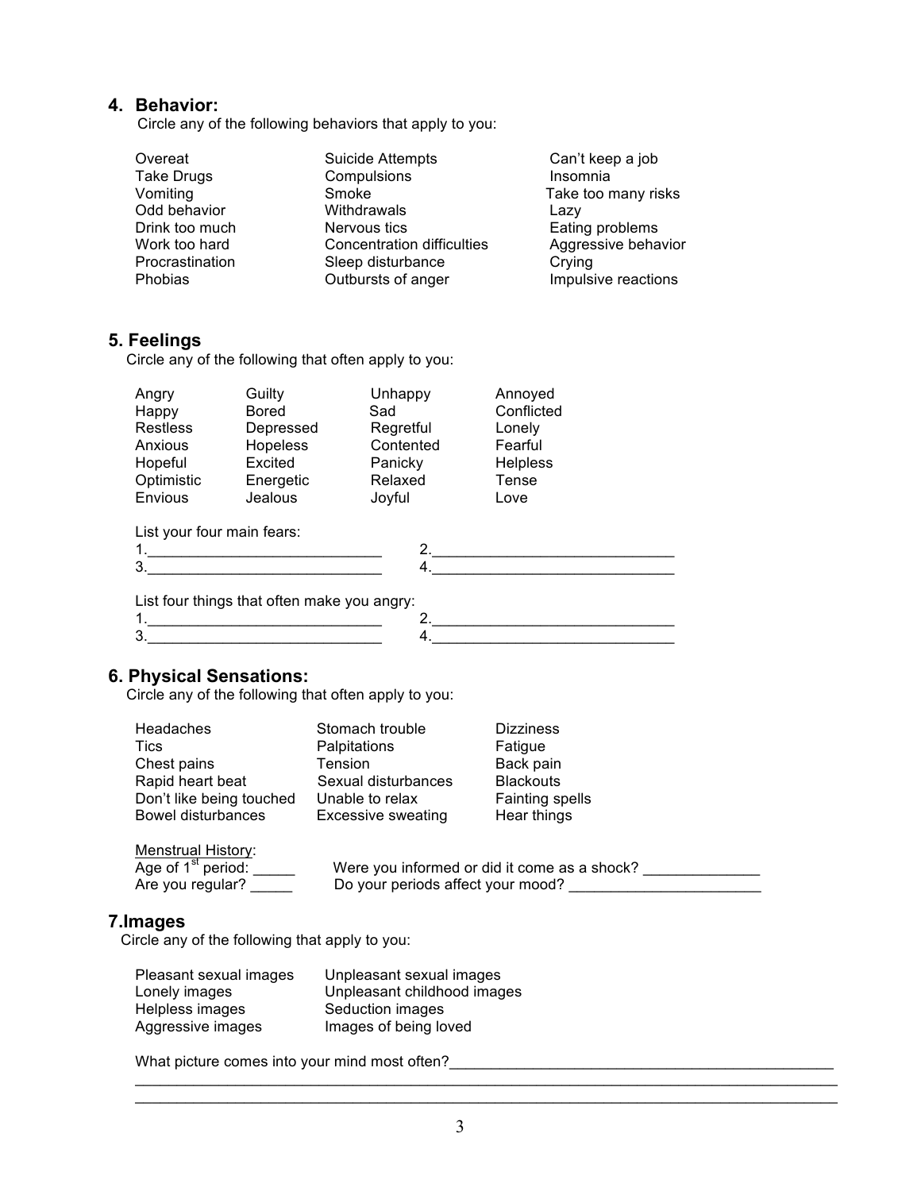## 4. Behavior:

Circle any of the following behaviors that apply to you:

| | | |
|---|---|---|
| Overeat | Suicide Attempts | Can't keep a job |
| Take Drugs | Compulsions | Insomnia |
| Vomiting | Smoke | Take too many risks |
| Odd behavior | Withdrawals | Lazy |
| Drink too much | Nervous tics | Eating problems |
| Work too hard | Concentration difficulties | Aggressive behavior |
| Procrastination | Sleep disturbance | Crying |
| Phobias | Outbursts of anger | Impulsive reactions |

## 5. Feelings

Circle any of the following that often apply to you:

| | | | |
|---|---|---|---|
| Angry | Guilty | Unhappy | Annoyed |
| Happy | Bored | Sad | Conflicted |
| Restless | Depressed | Regretful | Lonely |
| Anxious | Hopeless | Contented | Fearful |
| Hopeful | Excited | Panicky | Helpless |
| Optimistic | Energetic | Relaxed | Tense |
| Envious | Jealous | Joyful | Love |

List your four main fears:

1.____________________________ 2.______________________________

3.____________________________ 4.______________________________

List four things that often make you angry:

1.____________________________ 2.______________________________

3.____________________________ 4.______________________________

## 6. Physical Sensations:

Circle any of the following that often apply to you:

| | | |
|---|---|---|
| Headaches | Stomach trouble | Dizziness |
| Tics | Palpitations | Fatigue |
| Chest pains | Tension | Back pain |
| Rapid heart beat | Sexual disturbances | Blackouts |
| Don't like being touched | Unable to relax | Fainting spells |
| Bowel disturbances | Excessive sweating | Hear things |

Menstrual History:

Age of 1st period: _____ Were you informed or did it come as a shock? _____________

Are you regular? _____ Do your periods affect your mood? ______________________

## 7. Images

Circle any of the following that apply to you:

| | |
|---|---|
| Pleasant sexual images | Unpleasant sexual images |
| Lonely images | Unpleasant childhood images |
| Helpless images | Seduction images |
| Aggressive images | Images of being loved |

What picture comes into your mind most often?_______________________________________________

_____________________________________________________________________________________

_____________________________________________________________________________________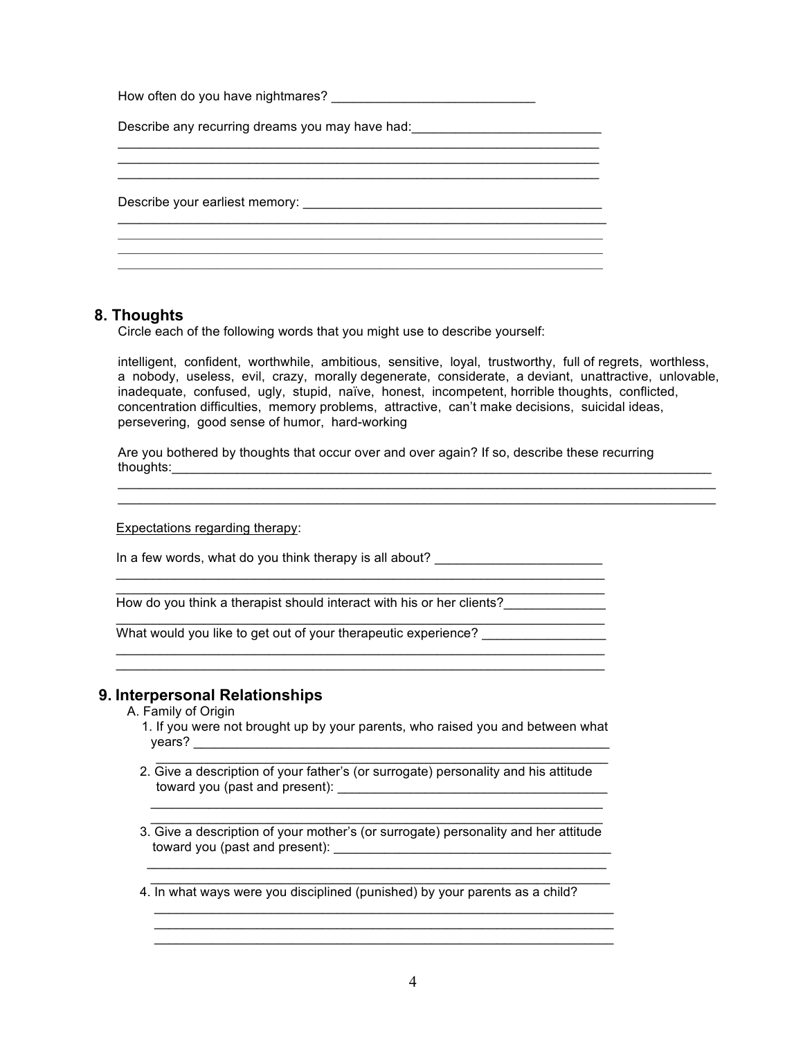How often do you have nightmares? ____________________________

Describe any recurring dreams you may have had: __________________________
______________________________________________________________________
______________________________________________________________________
______________________________________________________________________

Describe your earliest memory: ___________________________________________
______________________________________________________________________
______________________________________________________________________
______________________________________________________________________
______________________________________________________________________

## 8. Thoughts

Circle each of the following words that you might use to describe yourself:

intelligent, confident, worthwhile, ambitious, sensitive, loyal, trustworthy, full of regrets, worthless, a nobody, useless, evil, crazy, morally degenerate, considerate, a deviant, unattractive, unlovable, inadequate, confused, ugly, stupid, naïve, honest, incompetent, horrible thoughts, conflicted, concentration difficulties, memory problems, attractive, can't make decisions, suicidal ideas, persevering, good sense of humor, hard-working

Are you bothered by thoughts that occur over and over again? If so, describe these recurring thoughts: ______________________________________________________________________
______________________________________________________________________
______________________________________________________________________

<u>Expectations regarding therapy</u>:

In a few words, what do you think therapy is all about? _______________________
______________________________________________________________________
______________________________________________________________________

How do you think a therapist should interact with his or her clients? ______________
______________________________________________________________________

What would you like to get out of your therapeutic experience? _________________
______________________________________________________________________
______________________________________________________________________

## 9. Interpersonal Relationships

A. Family of Origin

1. If you were not brought up by your parents, who raised you and between what years? ____________________________________________________________
______________________________________________________________________

2. Give a description of your father's (or surrogate) personality and his attitude toward you (past and present): _____________________________________
______________________________________________________________________
______________________________________________________________________

3. Give a description of your mother's (or surrogate) personality and her attitude toward you (past and present): ______________________________________
______________________________________________________________________
______________________________________________________________________

4. In what ways were you disciplined (punished) by your parents as a child?
______________________________________________________________________
______________________________________________________________________
______________________________________________________________________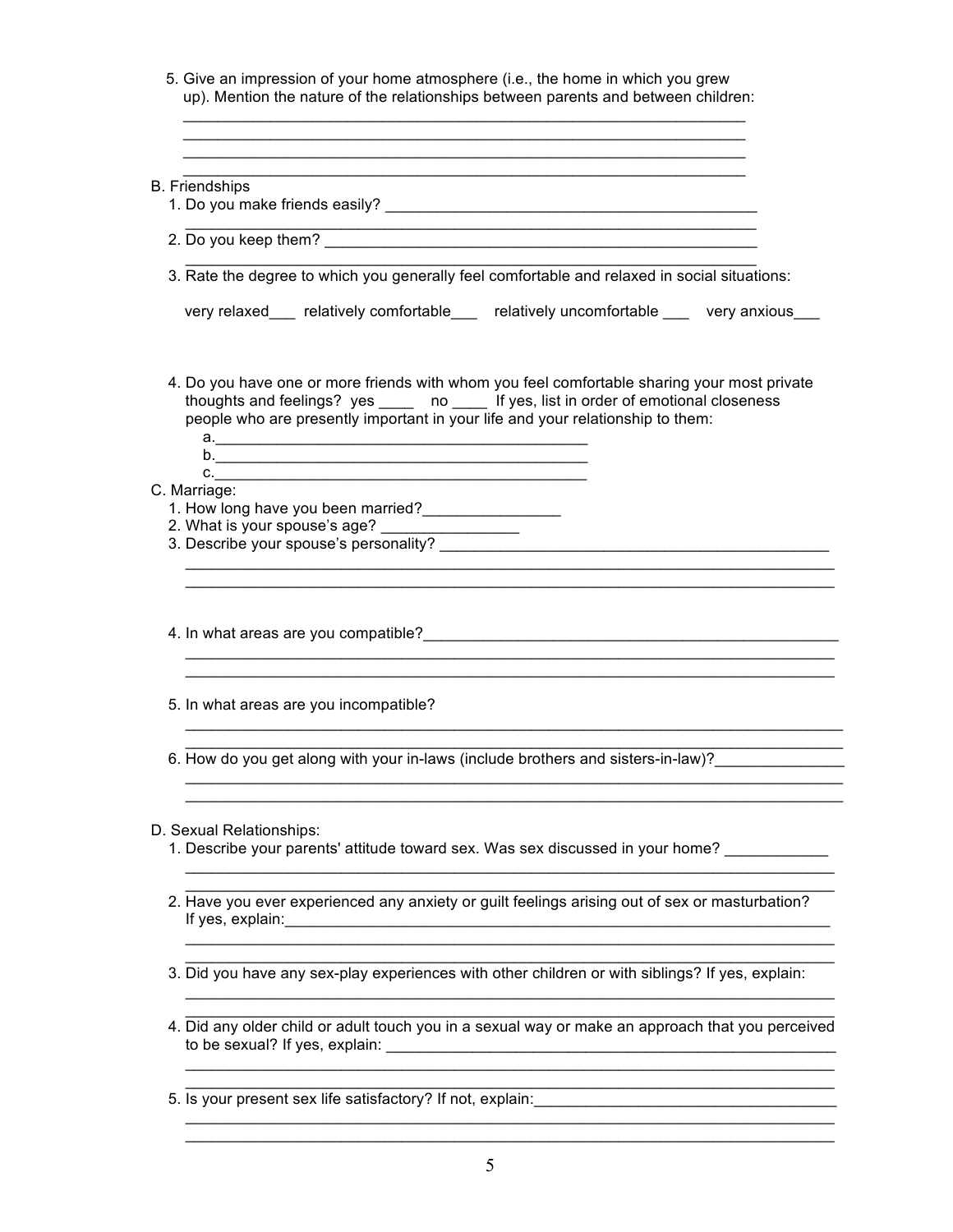5. Give an impression of your home atmosphere (i.e., the home in which you grew up). Mention the nature of the relationships between parents and between children:
______________________________________________________________________
______________________________________________________________________
______________________________________________________________________
______________________________________________________________________

B. Friendships

1. Do you make friends easily? ______________________________________________
______________________________________________________________________
2. Do you keep them? ______________________________________________________
______________________________________________________________________
3. Rate the degree to which you generally feel comfortable and relaxed in social situations:

   very relaxed___  relatively comfortable___  relatively uncomfortable ___  very anxious___

4. Do you have one or more friends with whom you feel comfortable sharing your most private thoughts and feelings? yes ____  no ____ If yes, list in order of emotional closeness people who are presently important in your life and your relationship to them:
   a.____________________________________________
   b.____________________________________________
   c.____________________________________________

C. Marriage:

1. How long have you been married?________________
2. What is your spouse's age? ________________
3. Describe your spouse's personality? ______________________________________________
______________________________________________________________________
______________________________________________________________________
4. In what areas are you compatible?__________________________________________________
______________________________________________________________________
______________________________________________________________________
5. In what areas are you incompatible?
______________________________________________________________________
______________________________________________________________________
6. How do you get along with your in-laws (include brothers and sisters-in-law)?_______________
______________________________________________________________________
______________________________________________________________________

D. Sexual Relationships:

1. Describe your parents' attitude toward sex. Was sex discussed in your home? ____________
______________________________________________________________________
______________________________________________________________________
2. Have you ever experienced any anxiety or guilt feelings arising out of sex or masturbation? If yes, explain:_____________________________________________________________________
______________________________________________________________________
______________________________________________________________________
3. Did you have any sex-play experiences with other children or with siblings? If yes, explain:
______________________________________________________________________
______________________________________________________________________
4. Did any older child or adult touch you in a sexual way or make an approach that you perceived to be sexual? If yes, explain: ______________________________________________________
______________________________________________________________________
______________________________________________________________________
5. Is your present sex life satisfactory? If not, explain:____________________________________
______________________________________________________________________
______________________________________________________________________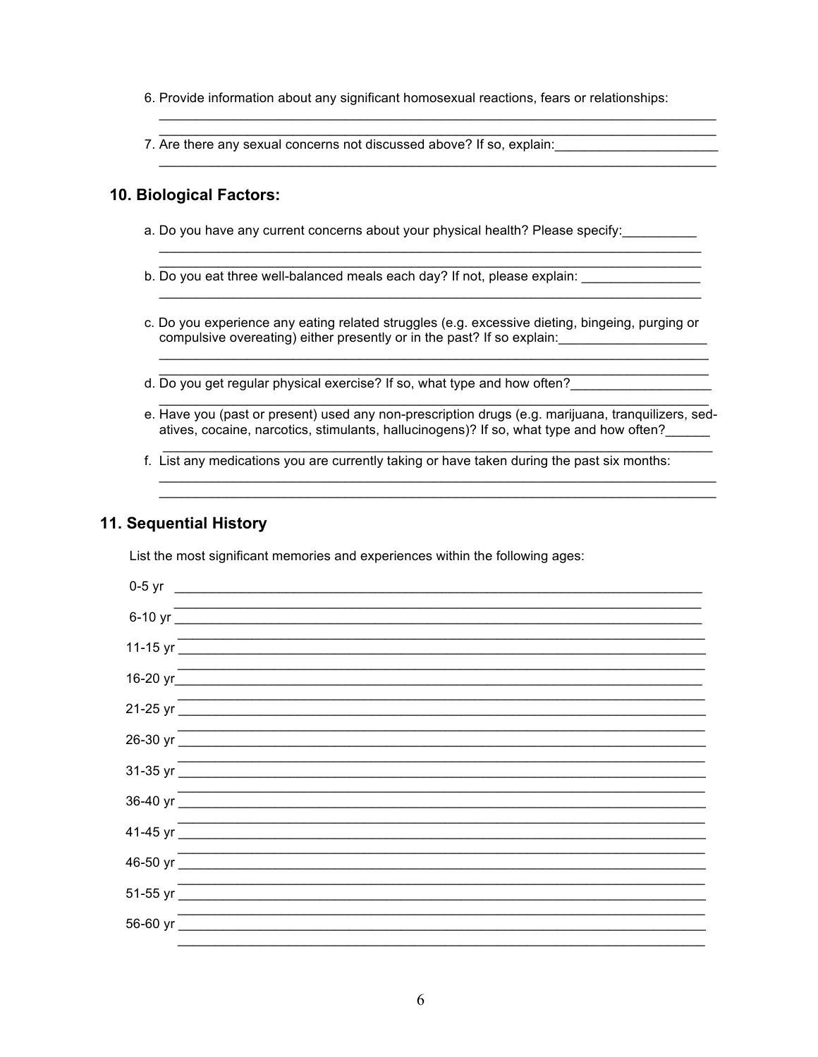6. Provide information about any significant homosexual reactions, fears or relationships:

________________________________________________________________________________

________________________________________________________________________________

7. Are there any sexual concerns not discussed above? If so, explain:______________________

________________________________________________________________________________

## 10. Biological Factors:

a. Do you have any current concerns about your physical health? Please specify:__________

________________________________________________________________________________

________________________________________________________________________________

b. Do you eat three well-balanced meals each day? If not, please explain: ________________

________________________________________________________________________________

c. Do you experience any eating related struggles (e.g. excessive dieting, bingeing, purging or compulsive overeating) either presently or in the past? If so explain:____________________

________________________________________________________________________________

________________________________________________________________________________

d. Do you get regular physical exercise? If so, what type and how often?___________________

________________________________________________________________________________

e. Have you (past or present) used any non-prescription drugs (e.g. marijuana, tranquilizers, sedatives, cocaine, narcotics, stimulants, hallucinogens)? If so, what type and how often?______

________________________________________________________________________________

f. List any medications you are currently taking or have taken during the past six months:

________________________________________________________________________________

________________________________________________________________________________

## 11. Sequential History

List the most significant memories and experiences within the following ages:

0-5 yr ___________________________________________________________________________

________________________________________________________________________________

6-10 yr __________________________________________________________________________

________________________________________________________________________________

11-15 yr _________________________________________________________________________

________________________________________________________________________________

16-20 yr_________________________________________________________________________

________________________________________________________________________________

21-25 yr _________________________________________________________________________

________________________________________________________________________________

26-30 yr _________________________________________________________________________

________________________________________________________________________________

31-35 yr _________________________________________________________________________

________________________________________________________________________________

36-40 yr _________________________________________________________________________

________________________________________________________________________________

41-45 yr _________________________________________________________________________

________________________________________________________________________________

46-50 yr _________________________________________________________________________

________________________________________________________________________________

51-55 yr _________________________________________________________________________

________________________________________________________________________________

56-60 yr _________________________________________________________________________

________________________________________________________________________________